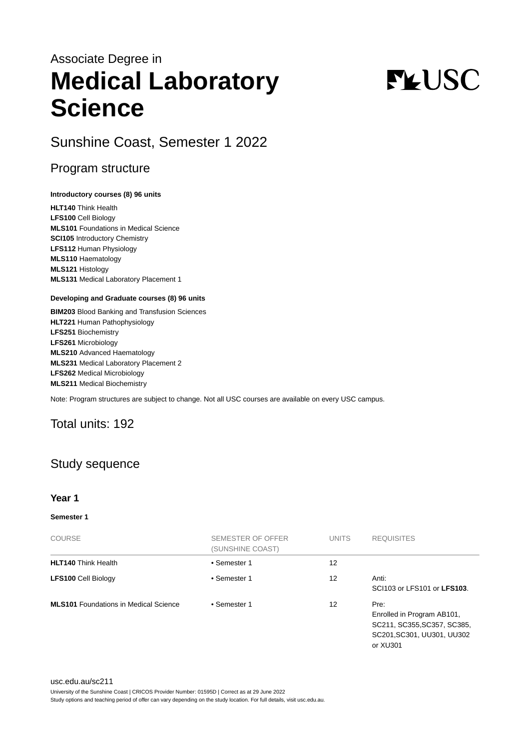Associate Degree in

# Medical Laboratory Science

## Sunshine Coast, Semester 1 2022

## Program structure

**Introductory courses (8) 96 units**

**HLT140** Think Health
**LFS100** Cell Biology
**MLS101** Foundations in Medical Science
**SCI105** Introductory Chemistry
**LFS112** Human Physiology
**MLS110** Haematology
**MLS121** Histology
**MLS131** Medical Laboratory Placement 1

**Developing and Graduate courses (8) 96 units**

**BIM203** Blood Banking and Transfusion Sciences
**HLT221** Human Pathophysiology
**LFS251** Biochemistry
**LFS261** Microbiology
**MLS210** Advanced Haematology
**MLS231** Medical Laboratory Placement 2
**LFS262** Medical Microbiology
**MLS211** Medical Biochemistry

Note: Program structures are subject to change. Not all USC courses are available on every USC campus.

## Total units: 192

## Study sequence

### Year 1

**Semester 1**

| COURSE | SEMESTER OF OFFER (SUNSHINE COAST) | UNITS | REQUISITES |
|---|---|---|---|
| **HLT140** Think Health | • Semester 1 | 12 | |
| **LFS100** Cell Biology | • Semester 1 | 12 | Anti: SCI103 or LFS101 or **LFS103**. |
| **MLS101** Foundations in Medical Science | • Semester 1 | 12 | Pre: Enrolled in Program AB101, SC211, SC355,SC357, SC385, SC201,SC301, UU301, UU302 or XU301 |

usc.edu.au/sc211
University of the Sunshine Coast | CRICOS Provider Number: 01595D | Correct as at 29 June 2022
Study options and teaching period of offer can vary depending on the study location. For full details, visit usc.edu.au.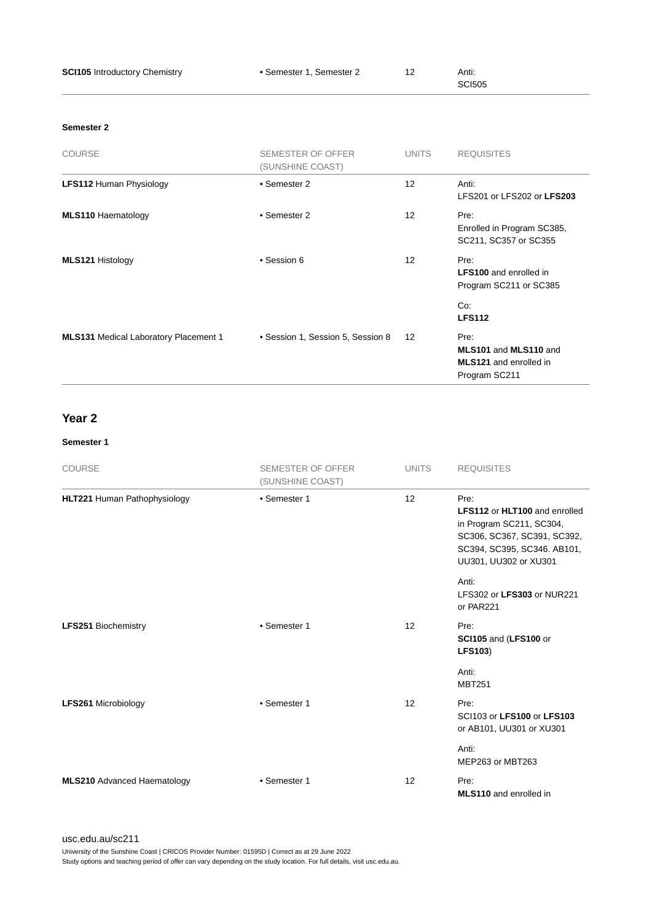| | | | |
|---|---|---|---|
| **SCI105** Introductory Chemistry | • Semester 1, Semester 2 | 12 | Anti: SCI505 |

#### Semester 2

| COURSE | SEMESTER OF OFFER (SUNSHINE COAST) | UNITS | REQUISITES |
|---|---|---|---|
| **LFS112** Human Physiology | • Semester 2 | 12 | Anti: LFS201 or LFS202 or **LFS203** |
| **MLS110** Haematology | • Semester 2 | 12 | Pre: Enrolled in Program SC385, SC211, SC357 or SC355 |
| **MLS121** Histology | • Session 6 | 12 | Pre: **LFS100** and enrolled in Program SC211 or SC385<br><br>Co: **LFS112** |
| **MLS131** Medical Laboratory Placement 1 | • Session 1, Session 5, Session 8 | 12 | Pre: **MLS101** and **MLS110** and **MLS121** and enrolled in Program SC211 |

## Year 2

#### Semester 1

| COURSE | SEMESTER OF OFFER (SUNSHINE COAST) | UNITS | REQUISITES |
|---|---|---|---|
| **HLT221** Human Pathophysiology | • Semester 1 | 12 | Pre: **LFS112** or **HLT100** and enrolled in Program SC211, SC304, SC306, SC367, SC391, SC392, SC394, SC395, SC346. AB101, UU301, UU302 or XU301<br><br>Anti: LFS302 or **LFS303** or NUR221 or PAR221 |
| **LFS251** Biochemistry | • Semester 1 | 12 | Pre: **SCI105** and (**LFS100** or **LFS103**)<br><br>Anti: MBT251 |
| **LFS261** Microbiology | • Semester 1 | 12 | Pre: SCI103 or **LFS100** or **LFS103** or AB101, UU301 or XU301<br><br>Anti: MEP263 or MBT263 |
| **MLS210** Advanced Haematology | • Semester 1 | 12 | Pre: **MLS110** and enrolled in |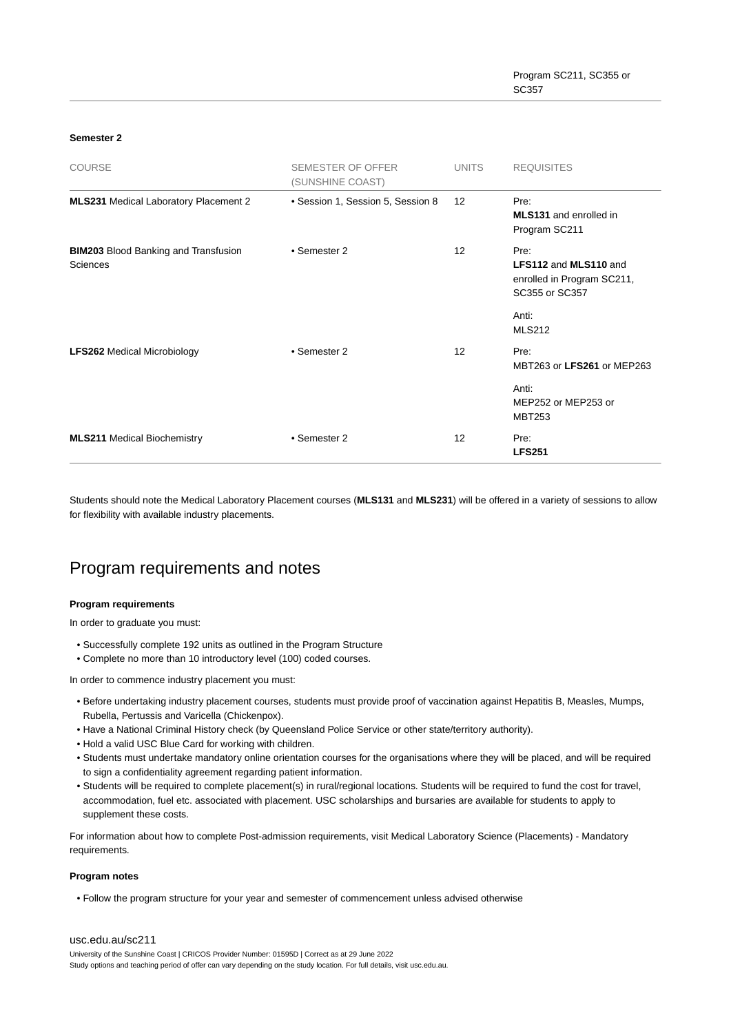Program SC211, SC355 or SC357

**Semester 2**

| COURSE | SEMESTER OF OFFER (SUNSHINE COAST) | UNITS | REQUISITES |
|---|---|---|---|
| **MLS231** Medical Laboratory Placement 2 | • Session 1, Session 5, Session 8 | 12 | Pre: **MLS131** and enrolled in Program SC211 |
| **BIM203** Blood Banking and Transfusion Sciences | • Semester 2 | 12 | Pre: **LFS112** and **MLS110** and enrolled in Program SC211, SC355 or SC357<br><br>Anti: MLS212 |
| **LFS262** Medical Microbiology | • Semester 2 | 12 | Pre: MBT263 or **LFS261** or MEP263<br><br>Anti: MEP252 or MEP253 or MBT253 |
| **MLS211** Medical Biochemistry | • Semester 2 | 12 | Pre: **LFS251** |

Students should note the Medical Laboratory Placement courses (**MLS131** and **MLS231**) will be offered in a variety of sessions to allow for flexibility with available industry placements.

## Program requirements and notes

**Program requirements**

In order to graduate you must:

- Successfully complete 192 units as outlined in the Program Structure
- Complete no more than 10 introductory level (100) coded courses.

In order to commence industry placement you must:

- Before undertaking industry placement courses, students must provide proof of vaccination against Hepatitis B, Measles, Mumps, Rubella, Pertussis and Varicella (Chickenpox).
- Have a National Criminal History check (by Queensland Police Service or other state/territory authority).
- Hold a valid USC Blue Card for working with children.
- Students must undertake mandatory online orientation courses for the organisations where they will be placed, and will be required to sign a confidentiality agreement regarding patient information.
- Students will be required to complete placement(s) in rural/regional locations. Students will be required to fund the cost for travel, accommodation, fuel etc. associated with placement. USC scholarships and bursaries are available for students to apply to supplement these costs.

For information about how to complete Post-admission requirements, visit Medical Laboratory Science (Placements) - Mandatory requirements.

**Program notes**

- Follow the program structure for your year and semester of commencement unless advised otherwise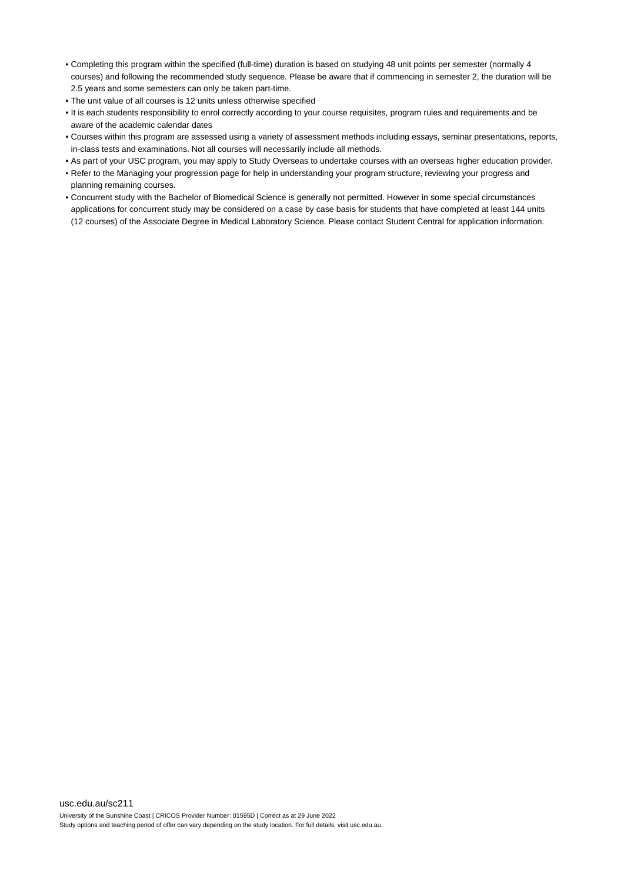- Completing this program within the specified (full-time) duration is based on studying 48 unit points per semester (normally 4 courses) and following the recommended study sequence. Please be aware that if commencing in semester 2, the duration will be 2.5 years and some semesters can only be taken part-time.
- The unit value of all courses is 12 units unless otherwise specified
- It is each students responsibility to enrol correctly according to your course requisites, program rules and requirements and be aware of the academic calendar dates
- Courses within this program are assessed using a variety of assessment methods including essays, seminar presentations, reports, in-class tests and examinations. Not all courses will necessarily include all methods.
- As part of your USC program, you may apply to Study Overseas to undertake courses with an overseas higher education provider.
- Refer to the Managing your progression page for help in understanding your program structure, reviewing your progress and planning remaining courses.
- Concurrent study with the Bachelor of Biomedical Science is generally not permitted. However in some special circumstances applications for concurrent study may be considered on a case by case basis for students that have completed at least 144 units (12 courses) of the Associate Degree in Medical Laboratory Science. Please contact Student Central for application information.

usc.edu.au/sc211

University of the Sunshine Coast | CRICOS Provider Number: 01595D | Correct as at 29 June 2022

Study options and teaching period of offer can vary depending on the study location. For full details, visit usc.edu.au.